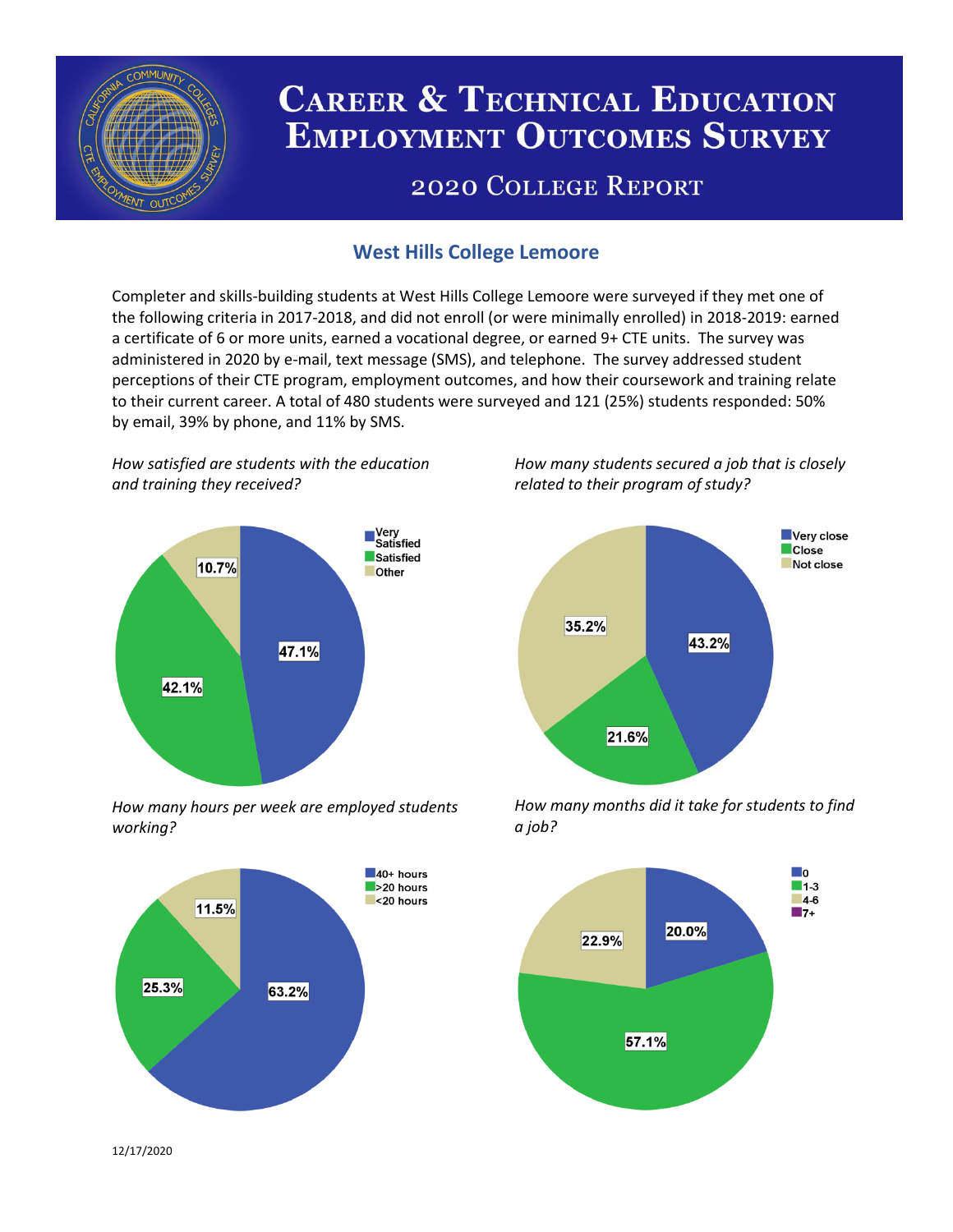# Career & Technical Education Employment Outcomes Survey

## 2020 College Report

### West Hills College Lemoore

Completer and skills-building students at West Hills College Lemoore were surveyed if they met one of the following criteria in 2017-2018, and did not enroll (or were minimally enrolled) in 2018-2019: earned a certificate of 6 or more units, earned a vocational degree, or earned 9+ CTE units. The survey was administered in 2020 by e-mail, text message (SMS), and telephone. The survey addressed student perceptions of their CTE program, employment outcomes, and how their coursework and training relate to their current career. A total of 480 students were surveyed and 121 (25%) students responded: 50% by email, 39% by phone, and 11% by SMS.

*How satisfied are students with the education and training they received?*

| Response | Percent |
| --- | --- |
| Very Satisfied | 47.1% |
| Satisfied | 42.1% |
| Other | 10.7% |

*How many students secured a job that is closely related to their program of study?*

| Response | Percent |
| --- | --- |
| Very close | 43.2% |
| Close | 21.6% |
| Not close | 35.2% |

*How many hours per week are employed students working?*

| Response | Percent |
| --- | --- |
| 40+ hours | 63.2% |
| >20 hours | 25.3% |
| <20 hours | 11.5% |

*How many months did it take for students to find a job?*

| Response | Percent |
| --- | --- |
| 0 | 20.0% |
| 1-3 | 57.1% |
| 4-6 | 22.9% |
| 7+ | |

12/17/2020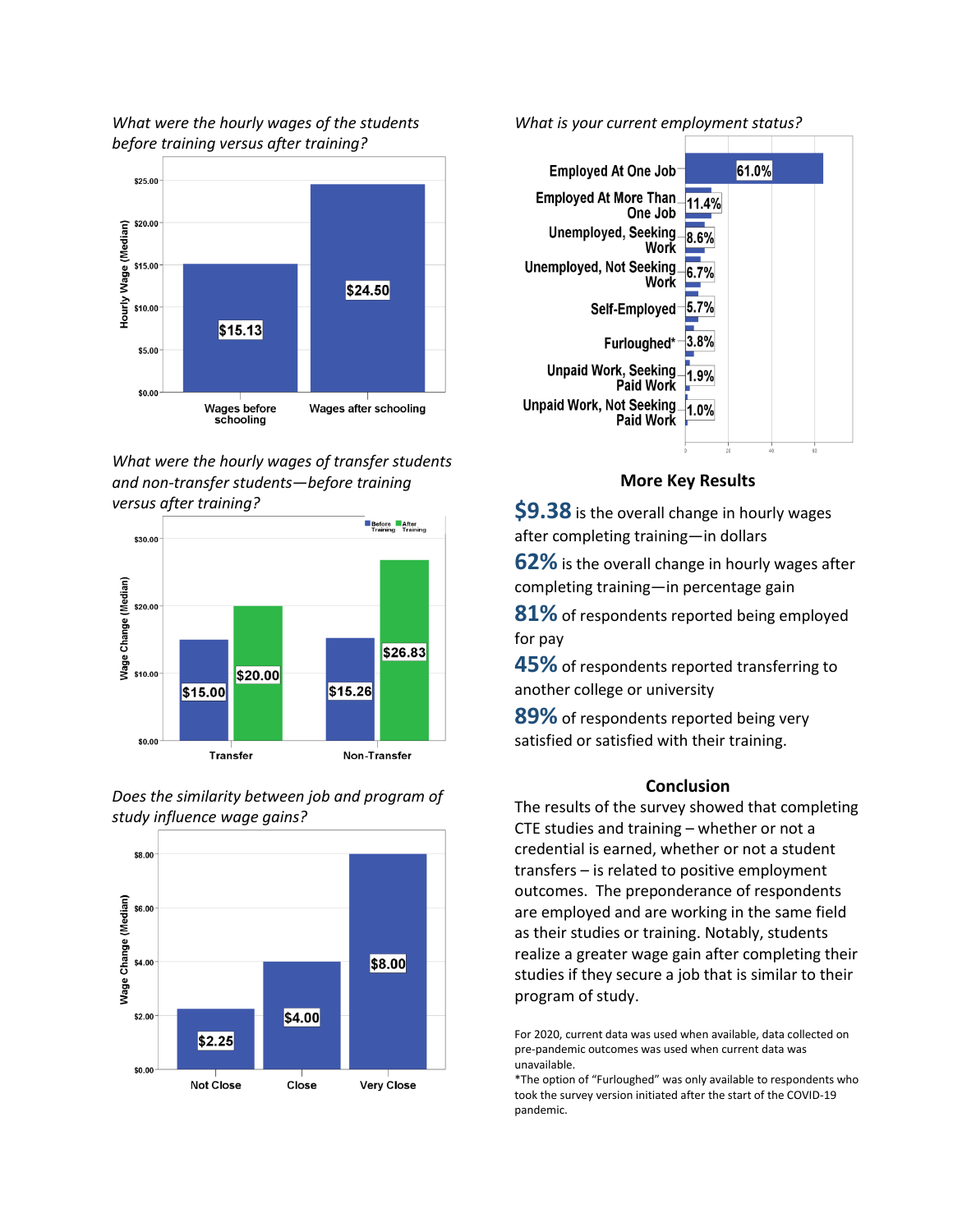*What were the hourly wages of the students before training versus after training?*

Hourly Wage (Median)

$25.00
$20.00
$15.00
$10.00
$5.00
$0.00

$15.13
$24.50

Wages before schooling
Wages after schooling

*What were the hourly wages of transfer students and non-transfer students—before training versus after training?*

Before Training
After Training

Wage Change (Median)

$30.00
$20.00
$10.00
$0.00

$15.00
$20.00
$15.26
$26.83

Transfer
Non-Transfer

*Does the similarity between job and program of study influence wage gains?*

Wage Change (Median)

$8.00
$6.00
$4.00
$2.00
$0.00

$2.25
$4.00
$8.00

Not Close
Close
Very Close

*What is your current employment status?*

Employed At One Job 61.0%
Employed At More Than One Job 11.4%
Unemployed, Seeking Work 8.6%
Unemployed, Not Seeking Work 6.7%
Self-Employed 5.7%
Furloughed* 3.8%
Unpaid Work, Seeking Paid Work 1.9%
Unpaid Work, Not Seeking Paid Work 1.0%

0
20
40
60

## More Key Results

**$9.38** is the overall change in hourly wages after completing training—in dollars

**62%** is the overall change in hourly wages after completing training—in percentage gain

**81%** of respondents reported being employed for pay

**45%** of respondents reported transferring to another college or university

**89%** of respondents reported being very satisfied or satisfied with their training.

## Conclusion

The results of the survey showed that completing CTE studies and training – whether or not a credential is earned, whether or not a student transfers – is related to positive employment outcomes. The preponderance of respondents are employed and are working in the same field as their studies or training. Notably, students realize a greater wage gain after completing their studies if they secure a job that is similar to their program of study.

For 2020, current data was used when available, data collected on pre-pandemic outcomes was used when current data was unavailable.
*The option of "Furloughed" was only available to respondents who took the survey version initiated after the start of the COVID-19 pandemic.